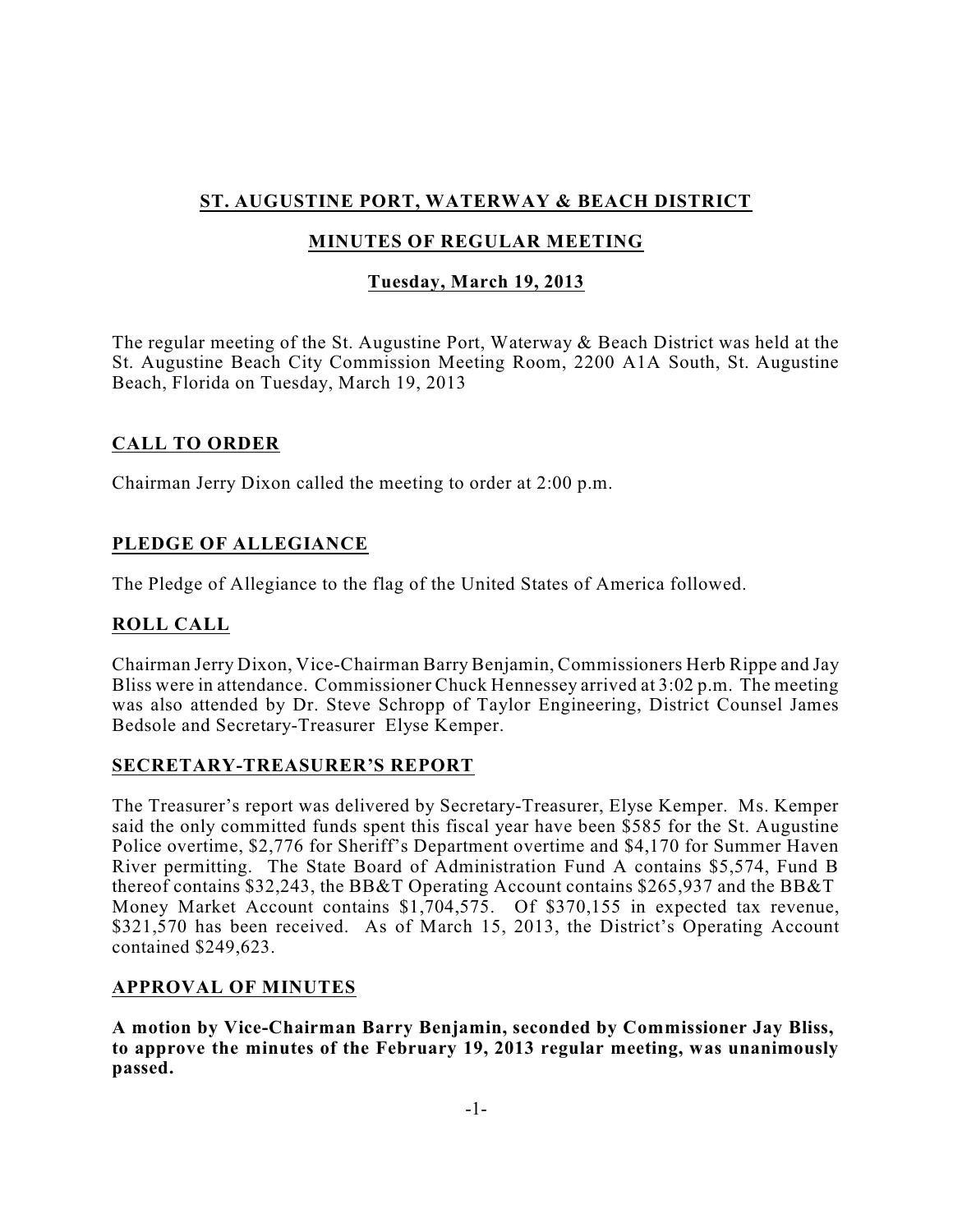# ST. AUGUSTINE PORT, WATERWAY & BEACH DISTRICT

## MINUTES OF REGULAR MEETING

### Tuesday, March 19, 2013

The regular meeting of the St. Augustine Port, Waterway & Beach District was held at the St. Augustine Beach City Commission Meeting Room, 2200 A1A South, St. Augustine Beach, Florida on Tuesday, March 19, 2013

## CALL TO ORDER

Chairman Jerry Dixon called the meeting to order at 2:00 p.m.

## PLEDGE OF ALLEGIANCE

The Pledge of Allegiance to the flag of the United States of America followed.

## ROLL CALL

Chairman Jerry Dixon, Vice-Chairman Barry Benjamin, Commissioners Herb Rippe and Jay Bliss were in attendance. Commissioner Chuck Hennessey arrived at 3:02 p.m. The meeting was also attended by Dr. Steve Schropp of Taylor Engineering, District Counsel James Bedsole and Secretary-Treasurer Elyse Kemper.

## SECRETARY-TREASURER'S REPORT

The Treasurer's report was delivered by Secretary-Treasurer, Elyse Kemper. Ms. Kemper said the only committed funds spent this fiscal year have been $585 for the St. Augustine Police overtime, $2,776 for Sheriff's Department overtime and $4,170 for Summer Haven River permitting. The State Board of Administration Fund A contains $5,574, Fund B thereof contains $32,243, the BB&T Operating Account contains $265,937 and the BB&T Money Market Account contains $1,704,575. Of $370,155 in expected tax revenue, $321,570 has been received. As of March 15, 2013, the District's Operating Account contained $249,623.

## APPROVAL OF MINUTES

**A motion by Vice-Chairman Barry Benjamin, seconded by Commissioner Jay Bliss, to approve the minutes of the February 19, 2013 regular meeting, was unanimously passed.**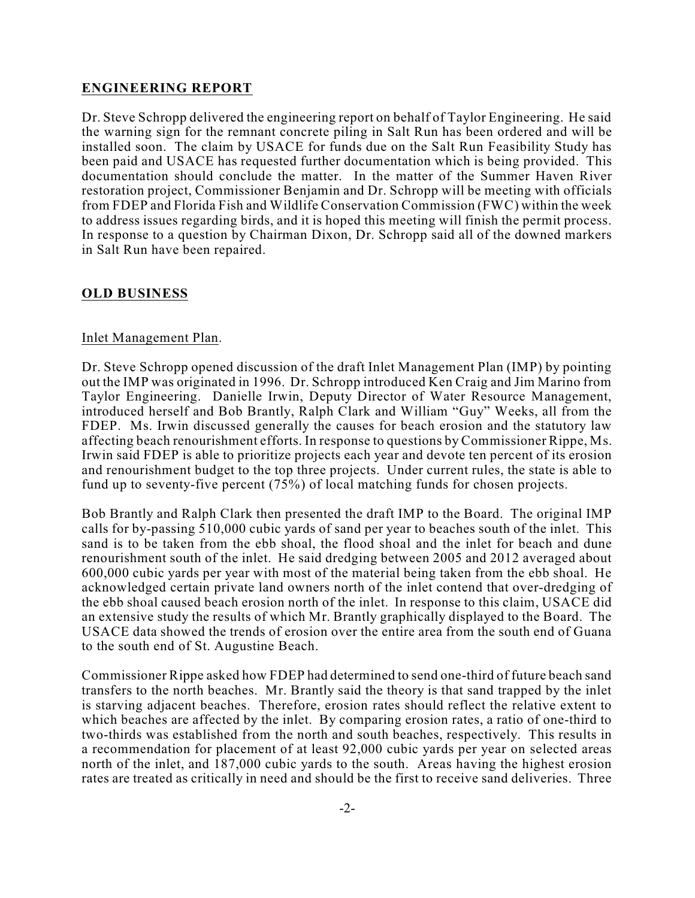## **ENGINEERING REPORT**

Dr. Steve Schropp delivered the engineering report on behalf of Taylor Engineering. He said the warning sign for the remnant concrete piling in Salt Run has been ordered and will be installed soon. The claim by USACE for funds due on the Salt Run Feasibility Study has been paid and USACE has requested further documentation which is being provided. This documentation should conclude the matter. In the matter of the Summer Haven River restoration project, Commissioner Benjamin and Dr. Schropp will be meeting with officials from FDEP and Florida Fish and Wildlife Conservation Commission (FWC) within the week to address issues regarding birds, and it is hoped this meeting will finish the permit process. In response to a question by Chairman Dixon, Dr. Schropp said all of the downed markers in Salt Run have been repaired.

## **OLD BUSINESS**

### Inlet Management Plan.

Dr. Steve Schropp opened discussion of the draft Inlet Management Plan (IMP) by pointing out the IMP was originated in 1996. Dr. Schropp introduced Ken Craig and Jim Marino from Taylor Engineering. Danielle Irwin, Deputy Director of Water Resource Management, introduced herself and Bob Brantly, Ralph Clark and William "Guy" Weeks, all from the FDEP. Ms. Irwin discussed generally the causes for beach erosion and the statutory law affecting beach renourishment efforts. In response to questions by Commissioner Rippe, Ms. Irwin said FDEP is able to prioritize projects each year and devote ten percent of its erosion and renourishment budget to the top three projects. Under current rules, the state is able to fund up to seventy-five percent (75%) of local matching funds for chosen projects.

Bob Brantly and Ralph Clark then presented the draft IMP to the Board. The original IMP calls for by-passing 510,000 cubic yards of sand per year to beaches south of the inlet. This sand is to be taken from the ebb shoal, the flood shoal and the inlet for beach and dune renourishment south of the inlet. He said dredging between 2005 and 2012 averaged about 600,000 cubic yards per year with most of the material being taken from the ebb shoal. He acknowledged certain private land owners north of the inlet contend that over-dredging of the ebb shoal caused beach erosion north of the inlet. In response to this claim, USACE did an extensive study the results of which Mr. Brantly graphically displayed to the Board. The USACE data showed the trends of erosion over the entire area from the south end of Guana to the south end of St. Augustine Beach.

Commissioner Rippe asked how FDEP had determined to send one-third of future beach sand transfers to the north beaches. Mr. Brantly said the theory is that sand trapped by the inlet is starving adjacent beaches. Therefore, erosion rates should reflect the relative extent to which beaches are affected by the inlet. By comparing erosion rates, a ratio of one-third to two-thirds was established from the north and south beaches, respectively. This results in a recommendation for placement of at least 92,000 cubic yards per year on selected areas north of the inlet, and 187,000 cubic yards to the south. Areas having the highest erosion rates are treated as critically in need and should be the first to receive sand deliveries. Three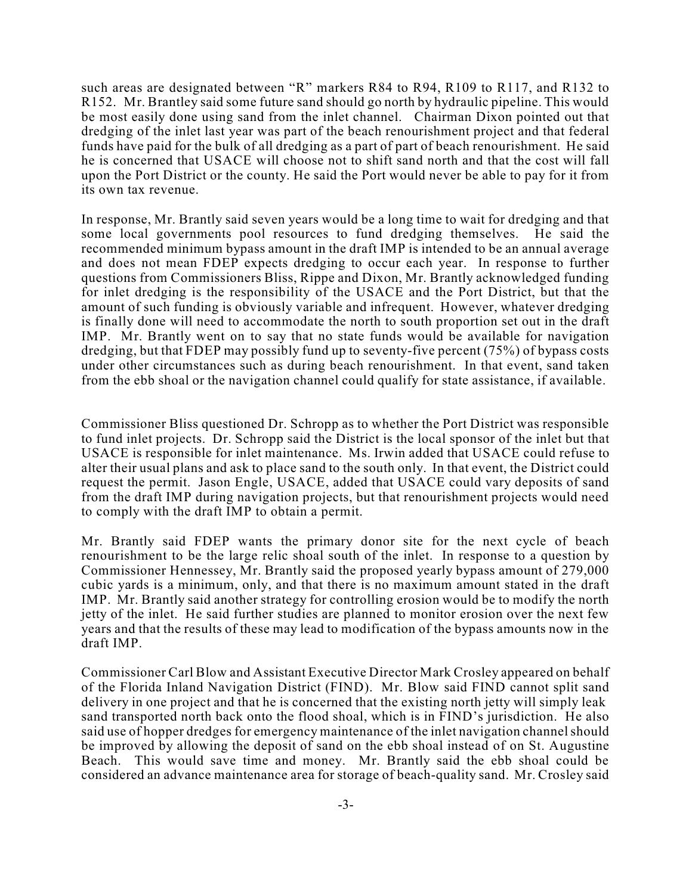such areas are designated between "R" markers R84 to R94, R109 to R117, and R132 to R152. Mr. Brantley said some future sand should go north by hydraulic pipeline. This would be most easily done using sand from the inlet channel. Chairman Dixon pointed out that dredging of the inlet last year was part of the beach renourishment project and that federal funds have paid for the bulk of all dredging as a part of part of beach renourishment. He said he is concerned that USACE will choose not to shift sand north and that the cost will fall upon the Port District or the county. He said the Port would never be able to pay for it from its own tax revenue.

In response, Mr. Brantly said seven years would be a long time to wait for dredging and that some local governments pool resources to fund dredging themselves. He said the recommended minimum bypass amount in the draft IMP is intended to be an annual average and does not mean FDEP expects dredging to occur each year. In response to further questions from Commissioners Bliss, Rippe and Dixon, Mr. Brantly acknowledged funding for inlet dredging is the responsibility of the USACE and the Port District, but that the amount of such funding is obviously variable and infrequent. However, whatever dredging is finally done will need to accommodate the north to south proportion set out in the draft IMP. Mr. Brantly went on to say that no state funds would be available for navigation dredging, but that FDEP may possibly fund up to seventy-five percent (75%) of bypass costs under other circumstances such as during beach renourishment. In that event, sand taken from the ebb shoal or the navigation channel could qualify for state assistance, if available.

Commissioner Bliss questioned Dr. Schropp as to whether the Port District was responsible to fund inlet projects. Dr. Schropp said the District is the local sponsor of the inlet but that USACE is responsible for inlet maintenance. Ms. Irwin added that USACE could refuse to alter their usual plans and ask to place sand to the south only. In that event, the District could request the permit. Jason Engle, USACE, added that USACE could vary deposits of sand from the draft IMP during navigation projects, but that renourishment projects would need to comply with the draft IMP to obtain a permit.

Mr. Brantly said FDEP wants the primary donor site for the next cycle of beach renourishment to be the large relic shoal south of the inlet. In response to a question by Commissioner Hennessey, Mr. Brantly said the proposed yearly bypass amount of 279,000 cubic yards is a minimum, only, and that there is no maximum amount stated in the draft IMP. Mr. Brantly said another strategy for controlling erosion would be to modify the north jetty of the inlet. He said further studies are planned to monitor erosion over the next few years and that the results of these may lead to modification of the bypass amounts now in the draft IMP.

Commissioner Carl Blow and Assistant Executive Director Mark Crosley appeared on behalf of the Florida Inland Navigation District (FIND). Mr. Blow said FIND cannot split sand delivery in one project and that he is concerned that the existing north jetty will simply leak sand transported north back onto the flood shoal, which is in FIND's jurisdiction. He also said use of hopper dredges for emergency maintenance of the inlet navigation channel should be improved by allowing the deposit of sand on the ebb shoal instead of on St. Augustine Beach. This would save time and money. Mr. Brantly said the ebb shoal could be considered an advance maintenance area for storage of beach-quality sand. Mr. Crosley said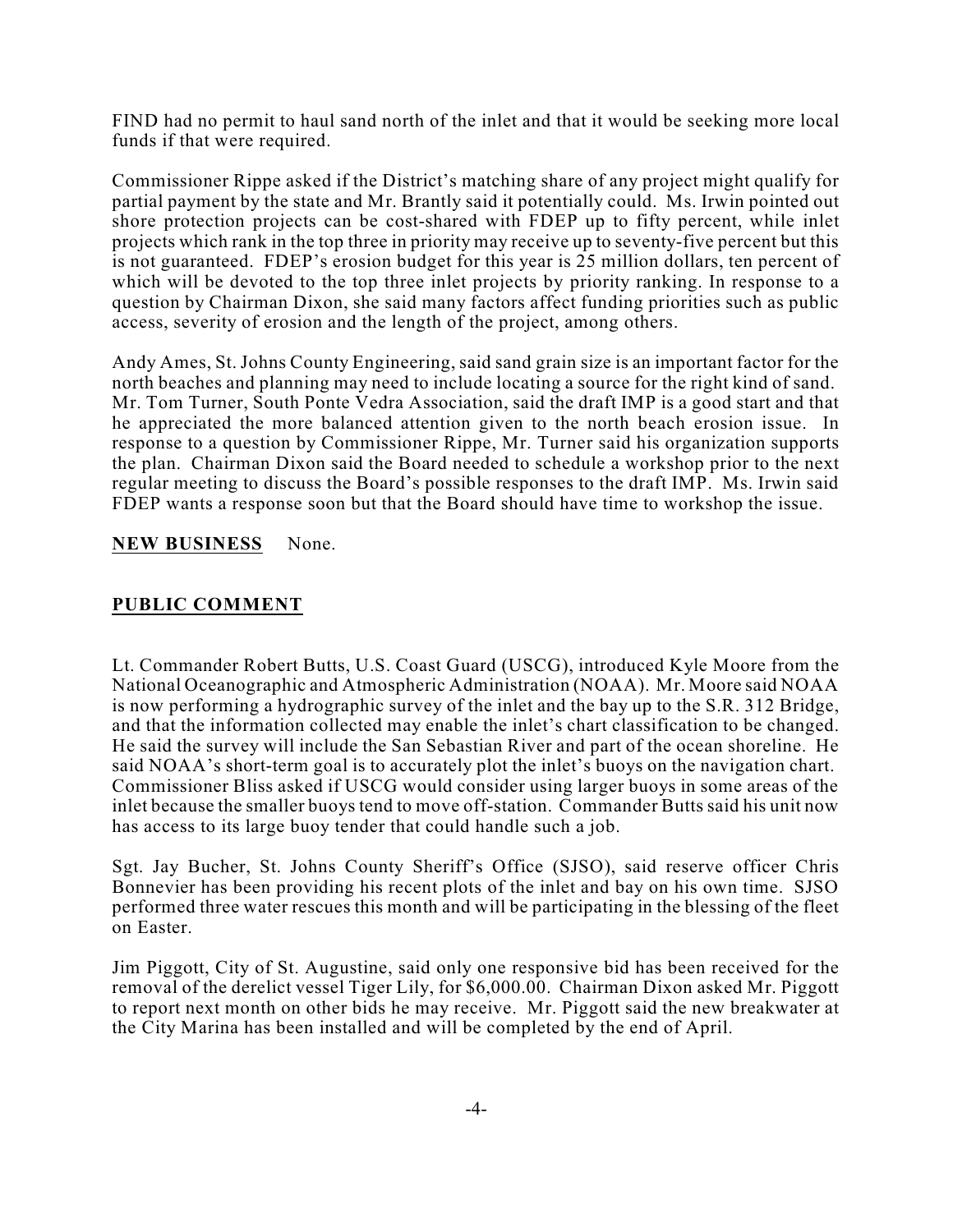FIND had no permit to haul sand north of the inlet and that it would be seeking more local funds if that were required.

Commissioner Rippe asked if the District's matching share of any project might qualify for partial payment by the state and Mr. Brantly said it potentially could. Ms. Irwin pointed out shore protection projects can be cost-shared with FDEP up to fifty percent, while inlet projects which rank in the top three in priority may receive up to seventy-five percent but this is not guaranteed. FDEP's erosion budget for this year is 25 million dollars, ten percent of which will be devoted to the top three inlet projects by priority ranking. In response to a question by Chairman Dixon, she said many factors affect funding priorities such as public access, severity of erosion and the length of the project, among others.

Andy Ames, St. Johns County Engineering, said sand grain size is an important factor for the north beaches and planning may need to include locating a source for the right kind of sand. Mr. Tom Turner, South Ponte Vedra Association, said the draft IMP is a good start and that he appreciated the more balanced attention given to the north beach erosion issue. In response to a question by Commissioner Rippe, Mr. Turner said his organization supports the plan. Chairman Dixon said the Board needed to schedule a workshop prior to the next regular meeting to discuss the Board's possible responses to the draft IMP. Ms. Irwin said FDEP wants a response soon but that the Board should have time to workshop the issue.

**NEW BUSINESS** None.

## PUBLIC COMMENT

Lt. Commander Robert Butts, U.S. Coast Guard (USCG), introduced Kyle Moore from the National Oceanographic and Atmospheric Administration (NOAA). Mr. Moore said NOAA is now performing a hydrographic survey of the inlet and the bay up to the S.R. 312 Bridge, and that the information collected may enable the inlet's chart classification to be changed. He said the survey will include the San Sebastian River and part of the ocean shoreline. He said NOAA's short-term goal is to accurately plot the inlet's buoys on the navigation chart. Commissioner Bliss asked if USCG would consider using larger buoys in some areas of the inlet because the smaller buoys tend to move off-station. Commander Butts said his unit now has access to its large buoy tender that could handle such a job.

Sgt. Jay Bucher, St. Johns County Sheriff's Office (SJSO), said reserve officer Chris Bonnevier has been providing his recent plots of the inlet and bay on his own time. SJSO performed three water rescues this month and will be participating in the blessing of the fleet on Easter.

Jim Piggott, City of St. Augustine, said only one responsive bid has been received for the removal of the derelict vessel Tiger Lily, for $6,000.00. Chairman Dixon asked Mr. Piggott to report next month on other bids he may receive. Mr. Piggott said the new breakwater at the City Marina has been installed and will be completed by the end of April.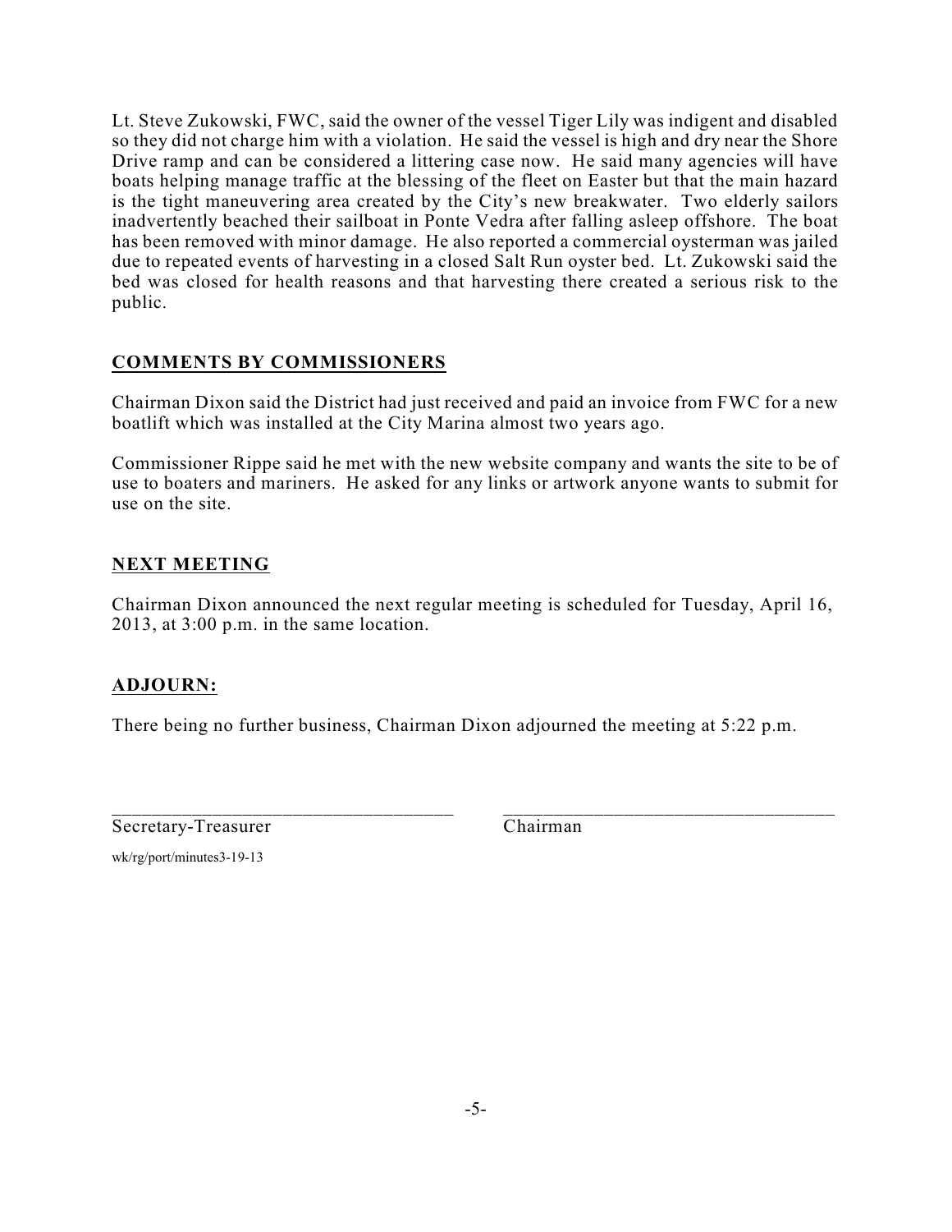Lt. Steve Zukowski, FWC, said the owner of the vessel Tiger Lily was indigent and disabled so they did not charge him with a violation. He said the vessel is high and dry near the Shore Drive ramp and can be considered a littering case now. He said many agencies will have boats helping manage traffic at the blessing of the fleet on Easter but that the main hazard is the tight maneuvering area created by the City's new breakwater. Two elderly sailors inadvertently beached their sailboat in Ponte Vedra after falling asleep offshore. The boat has been removed with minor damage. He also reported a commercial oysterman was jailed due to repeated events of harvesting in a closed Salt Run oyster bed. Lt. Zukowski said the bed was closed for health reasons and that harvesting there created a serious risk to the public.

## COMMENTS BY COMMISSIONERS

Chairman Dixon said the District had just received and paid an invoice from FWC for a new boatlift which was installed at the City Marina almost two years ago.

Commissioner Rippe said he met with the new website company and wants the site to be of use to boaters and mariners. He asked for any links or artwork anyone wants to submit for use on the site.

## NEXT MEETING

Chairman Dixon announced the next regular meeting is scheduled for Tuesday, April 16, 2013, at 3:00 p.m. in the same location.

## ADJOURN:

There being no further business, Chairman Dixon adjourned the meeting at 5:22 p.m.

___________________________________ ___________________________________

Secretary-Treasurer Chairman

wk/rg/port/minutes3-19-13